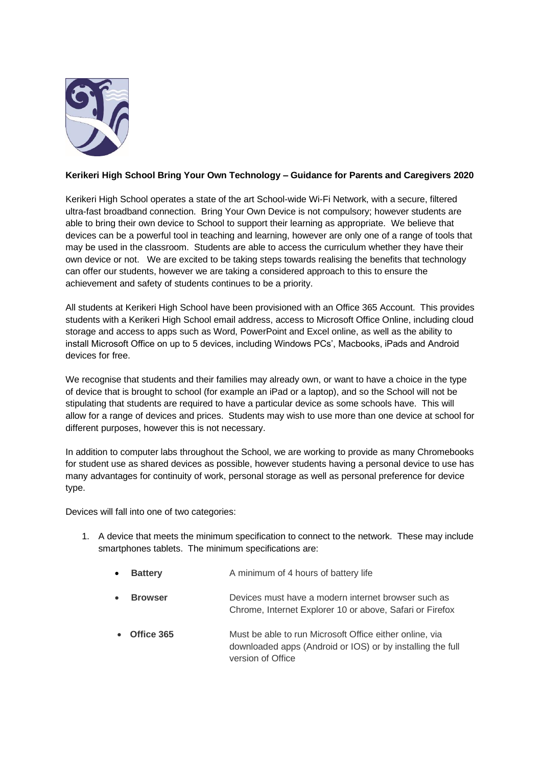**Kerikeri High School Bring Your Own Technology – Guidance for Parents and Caregivers 2020**

Kerikeri High School operates a state of the art School-wide Wi-Fi Network, with a secure, filtered ultra-fast broadband connection. Bring Your Own Device is not compulsory; however students are able to bring their own device to School to support their learning as appropriate. We believe that devices can be a powerful tool in teaching and learning, however are only one of a range of tools that may be used in the classroom. Students are able to access the curriculum whether they have their own device or not. We are excited to be taking steps towards realising the benefits that technology can offer our students, however we are taking a considered approach to this to ensure the achievement and safety of students continues to be a priority.

All students at Kerikeri High School have been provisioned with an Office 365 Account. This provides students with a Kerikeri High School email address, access to Microsoft Office Online, including cloud storage and access to apps such as Word, PowerPoint and Excel online, as well as the ability to install Microsoft Office on up to 5 devices, including Windows PCs', Macbooks, iPads and Android devices for free.

We recognise that students and their families may already own, or want to have a choice in the type of device that is brought to school (for example an iPad or a laptop), and so the School will not be stipulating that students are required to have a particular device as some schools have. This will allow for a range of devices and prices. Students may wish to use more than one device at school for different purposes, however this is not necessary.

In addition to computer labs throughout the School, we are working to provide as many Chromebooks for student use as shared devices as possible, however students having a personal device to use has many advantages for continuity of work, personal storage as well as personal preference for device type.

Devices will fall into one of two categories:

1. A device that meets the minimum specification to connect to the network. These may include smartphones tablets. The minimum specifications are:

   - **Battery** A minimum of 4 hours of battery life
   - **Browser** Devices must have a modern internet browser such as Chrome, Internet Explorer 10 or above, Safari or Firefox
   - **Office 365** Must be able to run Microsoft Office either online, via downloaded apps (Android or IOS) or by installing the full version of Office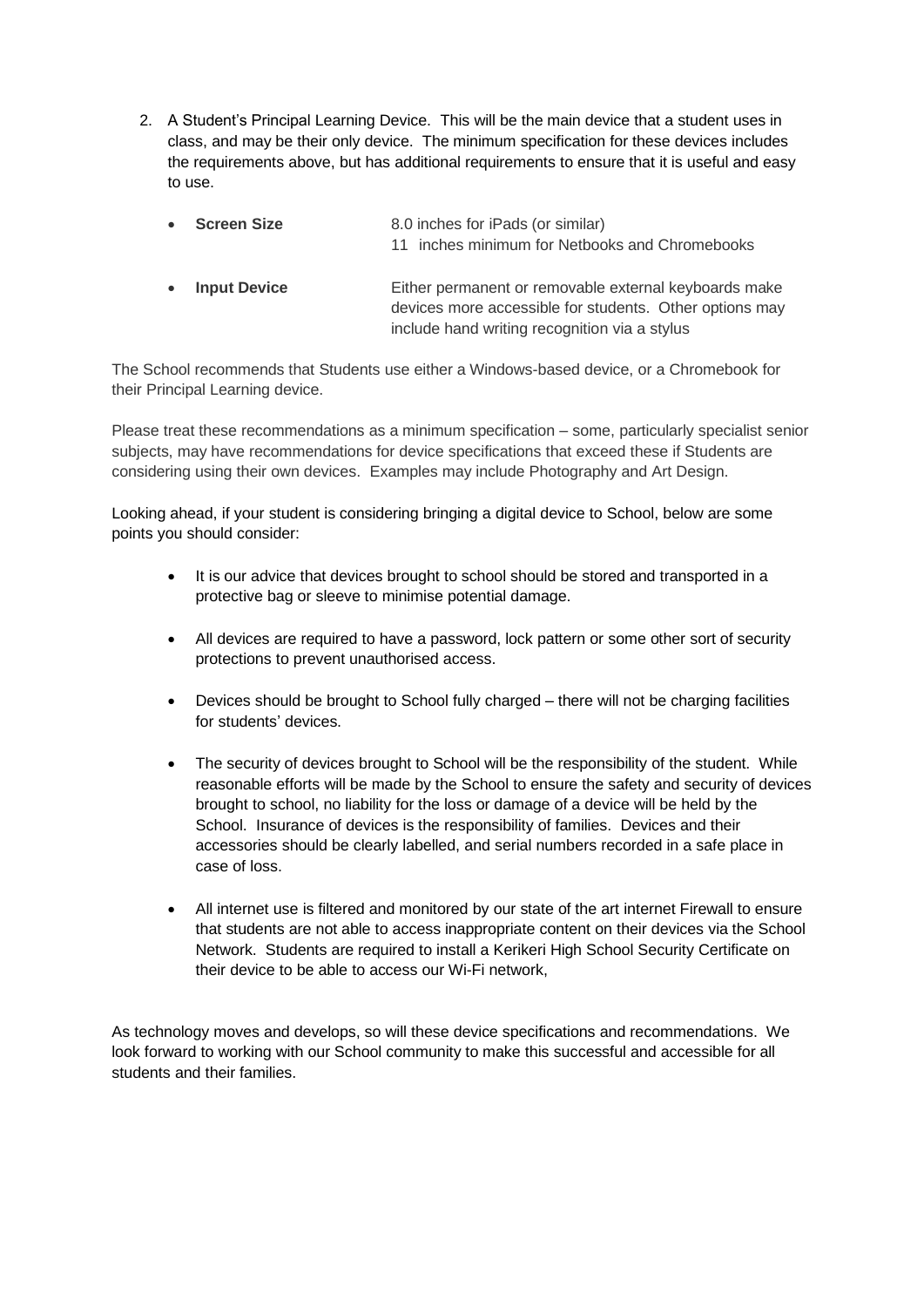2. A Student's Principal Learning Device. This will be the main device that a student uses in class, and may be their only device. The minimum specification for these devices includes the requirements above, but has additional requirements to ensure that it is useful and easy to use.

   - **Screen Size** 8.0 inches for iPads (or similar)
     11 inches minimum for Netbooks and Chromebooks

   - **Input Device** Either permanent or removable external keyboards make devices more accessible for students. Other options may include hand writing recognition via a stylus

The School recommends that Students use either a Windows-based device, or a Chromebook for their Principal Learning device.

Please treat these recommendations as a minimum specification – some, particularly specialist senior subjects, may have recommendations for device specifications that exceed these if Students are considering using their own devices. Examples may include Photography and Art Design.

Looking ahead, if your student is considering bringing a digital device to School, below are some points you should consider:

- It is our advice that devices brought to school should be stored and transported in a protective bag or sleeve to minimise potential damage.

- All devices are required to have a password, lock pattern or some other sort of security protections to prevent unauthorised access.

- Devices should be brought to School fully charged – there will not be charging facilities for students' devices.

- The security of devices brought to School will be the responsibility of the student. While reasonable efforts will be made by the School to ensure the safety and security of devices brought to school, no liability for the loss or damage of a device will be held by the School. Insurance of devices is the responsibility of families. Devices and their accessories should be clearly labelled, and serial numbers recorded in a safe place in case of loss.

- All internet use is filtered and monitored by our state of the art internet Firewall to ensure that students are not able to access inappropriate content on their devices via the School Network. Students are required to install a Kerikeri High School Security Certificate on their device to be able to access our Wi-Fi network,

As technology moves and develops, so will these device specifications and recommendations. We look forward to working with our School community to make this successful and accessible for all students and their families.